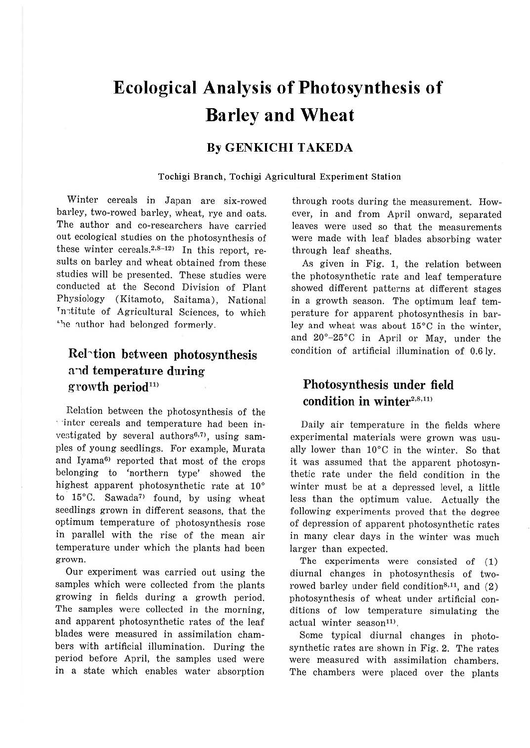# Ecological Analysis of Photosynthesis of Barley and Wheat

## By GENKICHI TAKEDA

Tochigi Branch, Tochigi Agricultural Experiment Station

Winter cereals in Japan are six-rowed barley, two-rowed barley, wheat, rye and oats. The author and co-researchers have carried out ecological studies on the photosynthesis of these winter cereals.[2,8–12] In this report, results on barley and wheat obtained from these studies will be presented. These studies were conducted at the Second Division of Plant Physiology (Kitamoto, Saitama), National Institute of Agricultural Sciences, to which the author had belonged formerly.

## Relation between photosynthesis and temperature during growth period[11]

Relation between the photosynthesis of the winter cereals and temperature had been investigated by several authors[6,7], using samples of young seedlings. For example, Murata and Iyama[6] reported that most of the crops belonging to 'northern type' showed the highest apparent photosynthetic rate at 10° to 15°C. Sawada[7] found, by using wheat seedlings grown in different seasons, that the optimum temperature of photosynthesis rose in parallel with the rise of the mean air temperature under which the plants had been grown.

Our experiment was carried out using the samples which were collected from the plants growing in fields during a growth period. The samples were collected in the morning, and apparent photosynthetic rates of the leaf blades were measured in assimilation chambers with artificial illumination. During the period before April, the samples used were in a state which enables water absorption through roots during the measurement. However, in and from April onward, separated leaves were used so that the measurements were made with leaf blades absorbing water through leaf sheaths.

As given in Fig. 1, the relation between the photosynthetic rate and leaf temperature showed different patterns at different stages in a growth season. The optimum leaf temperature for apparent photosynthesis in barley and wheat was about 15°C in the winter, and 20°–25°C in April or May, under the condition of artificial illumination of 0.6 ly.

## Photosynthesis under field condition in winter[2,8,11]

Daily air temperature in the fields where experimental materials were grown was usually lower than 10°C in the winter. So that it was assumed that the apparent photosynthetic rate under the field condition in the winter must be at a depressed level, a little less than the optimum value. Actually the following experiments proved that the degree of depression of apparent photosynthetic rates in many clear days in the winter was much larger than expected.

The experiments were consisted of (1) diurnal changes in photosynthesis of two-rowed barley under field condition[8,11], and (2) photosynthesis of wheat under artificial conditions of low temperature simulating the actual winter season[11].

Some typical diurnal changes in photosynthetic rates are shown in Fig. 2. The rates were measured with assimilation chambers. The chambers were placed over the plants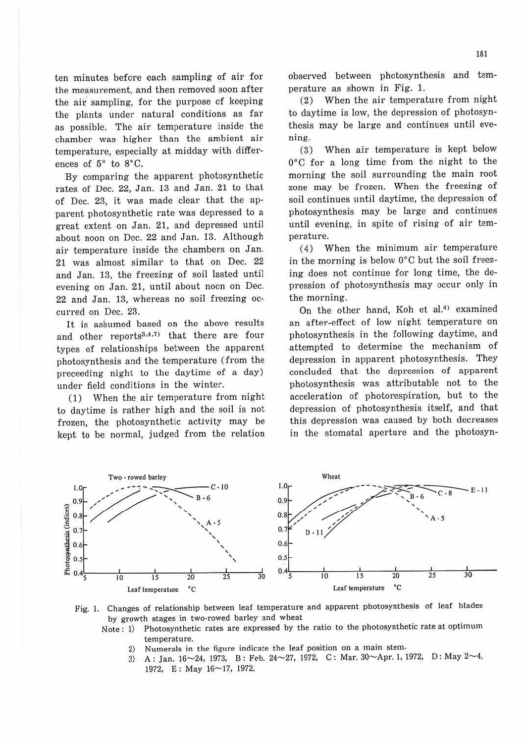ten minutes before each sampling of air for the measurement, and then removed soon after the air sampling, for the purpose of keeping the plants under natural conditions as far as possible. The air temperature inside the chamber was higher than the ambient air temperature, especially at midday with differences of 5° to 8°C.

By comparing the apparent photosynthetic rates of Dec. 22, Jan. 13 and Jan. 21 to that of Dec. 23, it was made clear that the apparent photosynthetic rate was depressed to a great extent on Jan. 21, and depressed until about noon on Dec. 22 and Jan. 13. Although air temperature inside the chambers on Jan. 21 was almost similar to that on Dec. 22 and Jan. 13, the freezing of soil lasted until evening on Jan. 21, until about noon on Dec. 22 and Jan. 13, whereas no soil freezing occurred on Dec. 23.

It is assumed based on the above results and other reports[3,4,7] that there are four types of relationships between the apparent photosynthesis and the temperature (from the preceeding night to the daytime of a day) under field conditions in the winter.

(1) When the air temperature from night to daytime is rather high and the soil is not frozen, the photosynthetic activity may be kept to be normal, judged from the relation observed between photosynthesis and temperature as shown in Fig. 1.

(2) When the air temperature from night to daytime is low, the depression of photosynthesis may be large and continues until evening.

(3) When air temperature is kept below 0°C for a long time from the night to the morning the soil surrounding the main root zone may be frozen. When the freezing of soil continues until daytime, the depression of photosynthesis may be large and continues until evening, in spite of rising of air temperature.

(4) When the minimum air temperature in the morning is below 0°C but the soil freezing does not continue for long time, the depression of photosynthesis may occur only in the morning.

On the other hand, Koh et al.[4] examined an after-effect of low night temperature on photosynthesis in the following daytime, and attempted to determine the mechanism of depression in apparent photosynthesis. They concluded that the depression of apparent photosynthesis was attributable not to the acceleration of photorespiration, but to the depression of photosynthesis itself, and that this depression was caused by both decreases in the stomatal aperture and the photosyn-

Fig. 1. Changes of relationship between leaf temperature and apparent photosynthesis of leaf blades by growth stages in two-rowed barley and wheat

Note: 1) Photosynthetic rates are expressed by the ratio to the photosynthetic rate at optimum temperature.

2) Numerals in the figure indicate the leaf position on a main stem.

3) A: Jan. 16~24, 1973, B: Feb. 24~27, 1972, C: Mar. 30~Apr. 1, 1972, D: May 2~4, 1972, E: May 16~17, 1972.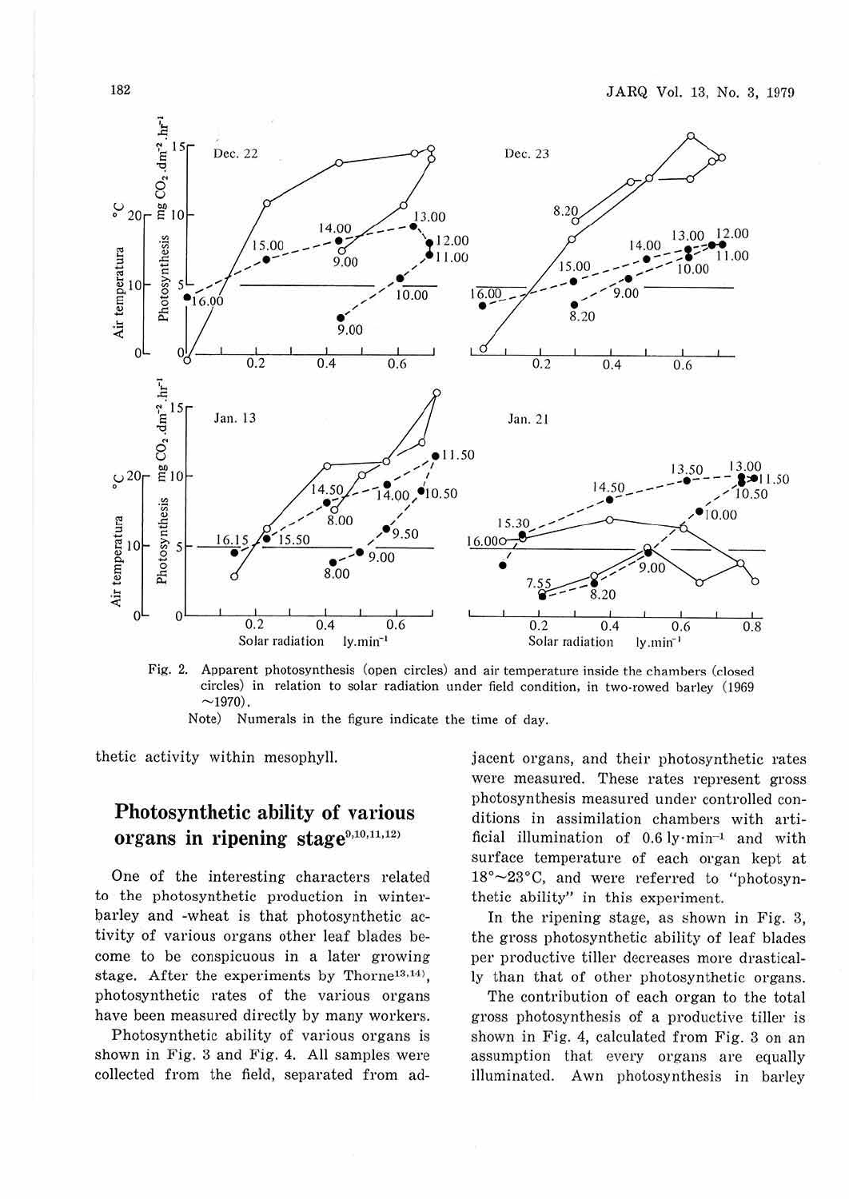Fig. 2. Apparent photosynthesis (open circles) and air temperature inside the chambers (closed circles) in relation to solar radiation under field condition, in two-rowed barley (1969 ~1970).

Note) Numerals in the figure indicate the time of day.

thetic activity within mesophyll.

## Photosynthetic ability of various organs in ripening stage[9,10,11,12]

One of the interesting characters related to the photosynthetic production in winter-barley and -wheat is that photosynthetic activity of various organs other leaf blades become to be conspicuous in a later growing stage. After the experiments by Thorne[13,14], photosynthetic rates of the various organs have been measured directly by many workers.

Photosynthetic ability of various organs is shown in Fig. 3 and Fig. 4. All samples were collected from the field, separated from adjacent organs, and their photosynthetic rates were measured. These rates represent gross photosynthesis measured under controlled conditions in assimilation chambers with artificial illumination of $0.6\ \mathrm{ly \cdot min^{-1}}$ and with surface temperature of each organ kept at 18°~23°C, and were referred to "photosynthetic ability" in this experiment.

In the ripening stage, as shown in Fig. 3, the gross photosynthetic ability of leaf blades per productive tiller decreases more drastically than that of other photosynthetic organs.

The contribution of each organ to the total gross photosynthesis of a productive tiller is shown in Fig. 4, calculated from Fig. 3 on an assumption that every organs are equally illuminated. Awn photosynthesis in barley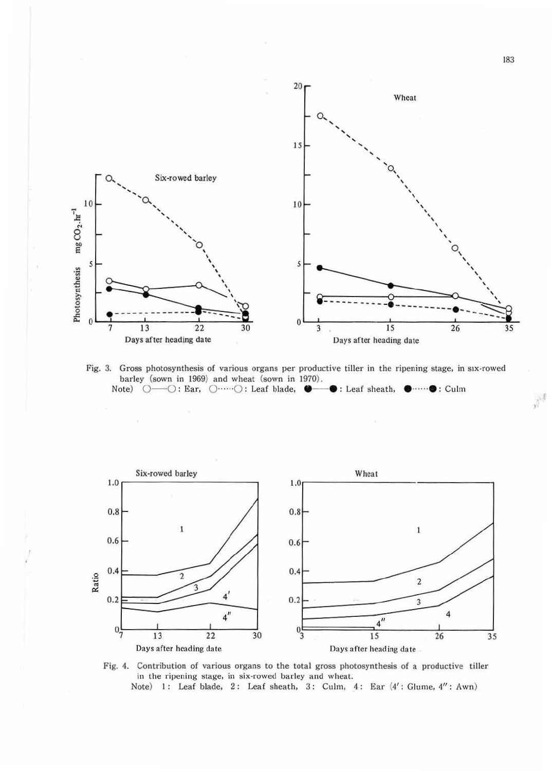Fig. 3. Gross photosynthesis of various organs per productive tiller in the ripening stage, in six-rowed barley (sown in 1969) and wheat (sown in 1970).
Note) ○——○: Ear, ○······○: Leaf blade, ●——●: Leaf sheath, ●······●: Culm

Fig. 4. Contribution of various organs to the total gross photosynthesis of a productive tiller in the ripening stage, in six-rowed barley and wheat.
Note) 1: Leaf blade, 2: Leaf sheath, 3: Culm, 4: Ear (4′: Glume, 4″: Awn)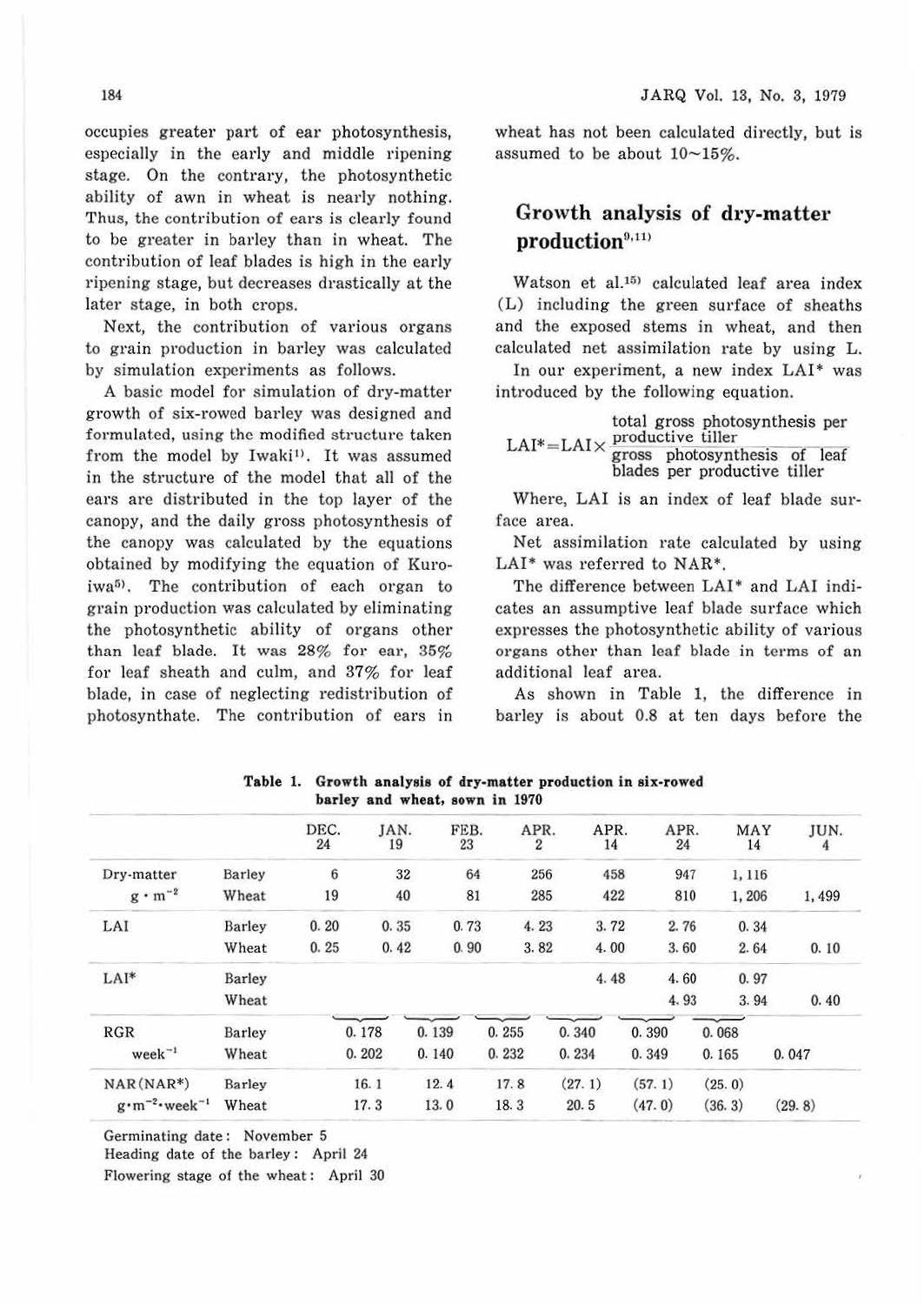occupies greater part of ear photosynthesis, especially in the early and middle ripening stage. On the contrary, the photosynthetic ability of awn in wheat is nearly nothing. Thus, the contribution of ears is clearly found to be greater in barley than in wheat. The contribution of leaf blades is high in the early ripening stage, but decreases drastically at the later stage, in both crops.

Next, the contribution of various organs to grain production in barley was calculated by simulation experiments as follows.

A basic model for simulation of dry-matter growth of six-rowed barley was designed and formulated, using the modified structure taken from the model by Iwaki[1]. It was assumed in the structure of the model that all of the ears are distributed in the top layer of the canopy, and the daily gross photosynthesis of the canopy was calculated by the equations obtained by modifying the equation of Kuroiwa[5]. The contribution of each organ to grain production was calculated by eliminating the photosynthetic ability of organs other than leaf blade. It was 28% for ear, 35% for leaf sheath and culm, and 37% for leaf blade, in case of neglecting redistribution of photosynthate. The contribution of ears in wheat has not been calculated directly, but is assumed to be about 10~15%.

## Growth analysis of dry-matter production[9,11]

Watson et al.[15] calculated leaf area index (L) including the green surface of sheaths and the exposed stems in wheat, and then calculated net assimilation rate by using L.

In our experiment, a new index LAI* was introduced by the following equation.

$$LAI^* = LAI \times \frac{\text{total gross photosynthesis per productive tiller}}{\text{gross photosynthesis of leaf blades per productive tiller}}$$

Where, LAI is an index of leaf blade surface area.

Net assimilation rate calculated by using LAI* was referred to NAR*.

The difference between LAI* and LAI indicates an assumptive leaf blade surface which expresses the photosynthetic ability of various organs other than leaf blade in terms of an additional leaf area.

As shown in Table 1, the difference in barley is about 0.8 at ten days before the

**Table 1. Growth analysis of dry-matter production in six-rowed barley and wheat, sown in 1970**

| | | DEC. 24 | | JAN. 19 | | FEB. 23 | | APR. 2 | | APR. 14 | | APR. 24 | | MAY 14 | | JUN. 4 |
|---|---|---|---|---|---|---|---|---|---|---|---|---|---|---|---|---|
| Dry-matter $g \cdot m^{-2}$ | Barley | 6 | | 32 | | 64 | | 256 | | 458 | | 947 | | 1,116 | | |
| | Wheat | 19 | | 40 | | 81 | | 285 | | 422 | | 810 | | 1,206 | | 1,499 |
| LAI | Barley | 0.20 | | 0.35 | | 0.73 | | 4.23 | | 3.72 | | 2.76 | | 0.34 | | |
| | Wheat | 0.25 | | 0.42 | | 0.90 | | 3.82 | | 4.00 | | 3.60 | | 2.64 | | 0.10 |
| LAI* | Barley | | | | | | | | | 4.48 | | 4.60 | | 0.97 | | |
| | Wheat | | | | | | | | | | | 4.93 | | 3.94 | | 0.40 |
| RGR $week^{-1}$ | Barley | | 0.178 | | 0.139 | | 0.255 | | 0.340 | | 0.390 | | 0.068 | | | |
| | Wheat | | 0.202 | | 0.140 | | 0.232 | | 0.234 | | 0.349 | | 0.165 | | 0.047 | |
| NAR(NAR*) $g \cdot m^{-2} \cdot week^{-1}$ | Barley | | 16.1 | | 12.4 | | 17.8 | | (27.1) | | (57.1) | | (25.0) | | | |
| | Wheat | | 17.3 | | 13.0 | | 18.3 | | 20.5 | | (47.0) | | (36.3) | | (29.8) | |

Germinating date: November 5

Heading date of the barley: April 24

Flowering stage of the wheat: April 30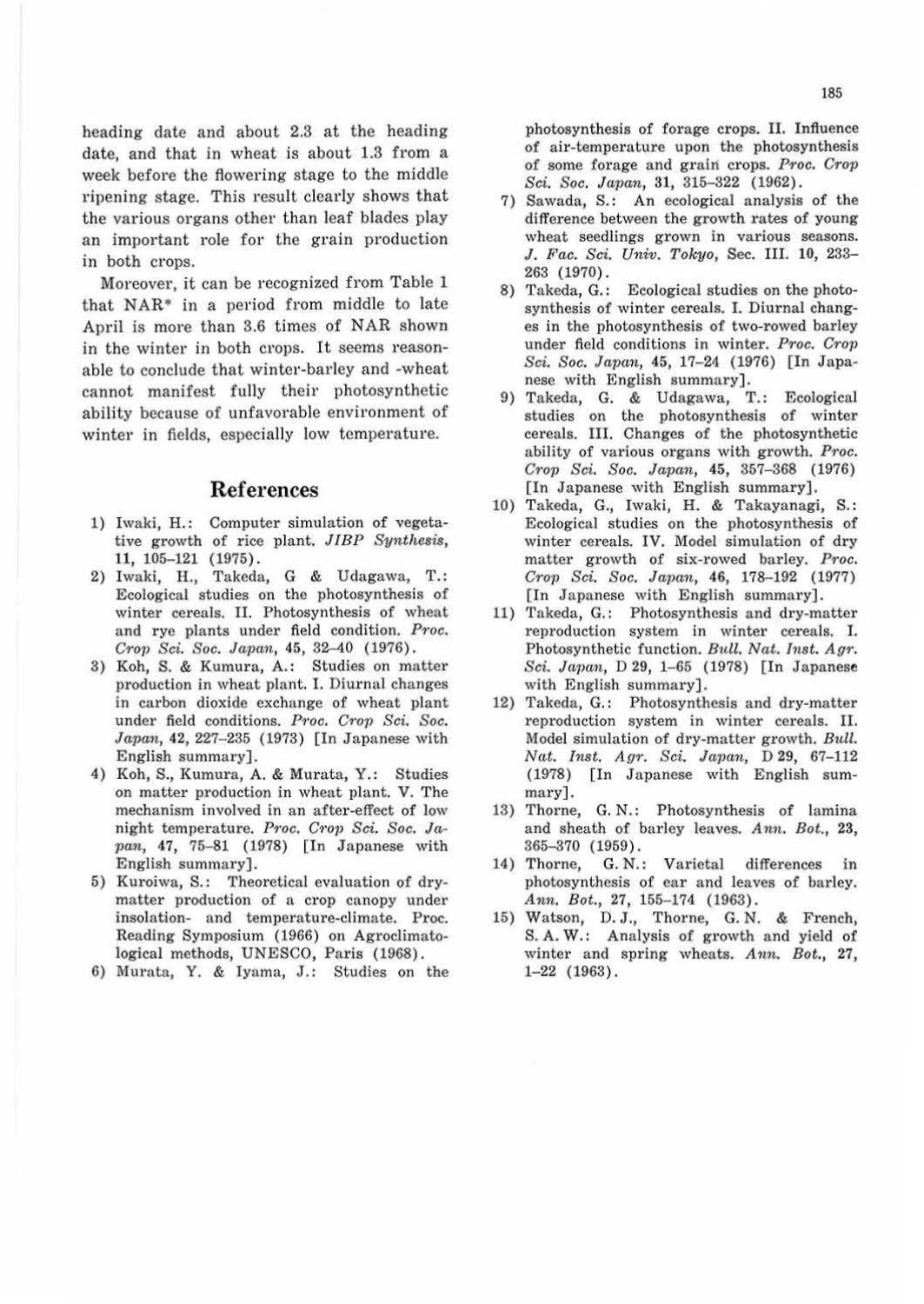heading date and about 2.3 at the heading date, and that in wheat is about 1.3 from a week before the flowering stage to the middle ripening stage. This result clearly shows that the various organs other than leaf blades play an important role for the grain production in both crops.

Moreover, it can be recognized from Table 1 that NAR* in a period from middle to late April is more than 3.6 times of NAR shown in the winter in both crops. It seems reasonable to conclude that winter-barley and -wheat cannot manifest fully their photosynthetic ability because of unfavorable environment of winter in fields, especially low temperature.

## References

1) Iwaki, H.: Computer simulation of vegetative growth of rice plant. *JIBP Synthesis*, **11**, 105–121 (1975).
2) Iwaki, H., Takeda, G & Udagawa, T.: Ecological studies on the photosynthesis of winter cereals. II. Photosynthesis of wheat and rye plants under field condition. *Proc. Crop Sci. Soc. Japan*, **45**, 32–40 (1976).
3) Koh, S. & Kumura, A.: Studies on matter production in wheat plant. I. Diurnal changes in carbon dioxide exchange of wheat plant under field conditions. *Proc. Crop Sci. Soc. Japan*, **42**, 227–235 (1973) [In Japanese with English summary].
4) Koh, S., Kumura, A. & Murata, Y.: Studies on matter production in wheat plant. V. The mechanism involved in an after-effect of low night temperature. *Proc. Crop Sci. Soc. Japan*, **47**, 75–81 (1978) [In Japanese with English summary].
5) Kuroiwa, S.: Theoretical evaluation of dry-matter production of a crop canopy under insolation- and temperature-climate. Proc. Reading Symposium (1966) on Agroclimatological methods, UNESCO, Paris (1968).
6) Murata, Y. & Iyama, J.: Studies on the photosynthesis of forage crops. II. Influence of air-temperature upon the photosynthesis of some forage and grain crops. *Proc. Crop Sci. Soc. Japan*, **31**, 315–322 (1962).
7) Sawada, S.: An ecological analysis of the difference between the growth rates of young wheat seedlings grown in various seasons. *J. Fac. Sci. Univ. Tokyo*, Sec. III. **10**, 233–263 (1970).
8) Takeda, G.: Ecological studies on the photosynthesis of winter cereals. I. Diurnal changes in the photosynthesis of two-rowed barley under field conditions in winter. *Proc. Crop Sci. Soc. Japan*, **45**, 17–24 (1976) [In Japanese with English summary].
9) Takeda, G. & Udagawa, T.: Ecological studies on the photosynthesis of winter cereals. III. Changes of the photosynthetic ability of various organs with growth. *Proc. Crop Sci. Soc. Japan*, **45**, 357–368 (1976) [In Japanese with English summary].
10) Takeda, G., Iwaki, H. & Takayanagi, S.: Ecological studies on the photosynthesis of winter cereals. IV. Model simulation of dry matter growth of six-rowed barley. *Proc. Crop Sci. Soc. Japan*, **46**, 178–192 (1977) [In Japanese with English summary].
11) Takeda, G.: Photosynthesis and dry-matter reproduction system in winter cereals. I. Photosynthetic function. *Bull. Nat. Inst. Agr. Sci. Japan*, D **29**, 1–65 (1978) [In Japanese with English summary].
12) Takeda, G.: Photosynthesis and dry-matter reproduction system in winter cereals. II. Model simulation of dry-matter growth. *Bull. Nat. Inst. Agr. Sci. Japan*, D **29**, 67–112 (1978) [In Japanese with English summary].
13) Thorne, G. N.: Photosynthesis of lamina and sheath of barley leaves. *Ann. Bot.*, **23**, 365–370 (1959).
14) Thorne, G. N.: Varietal differences in photosynthesis of ear and leaves of barley. *Ann. Bot.*, **27**, 155–174 (1963).
15) Watson, D. J., Thorne, G. N. & French, S. A. W.: Analysis of growth and yield of winter and spring wheats. *Ann. Bot.*, **27**, 1–22 (1963).